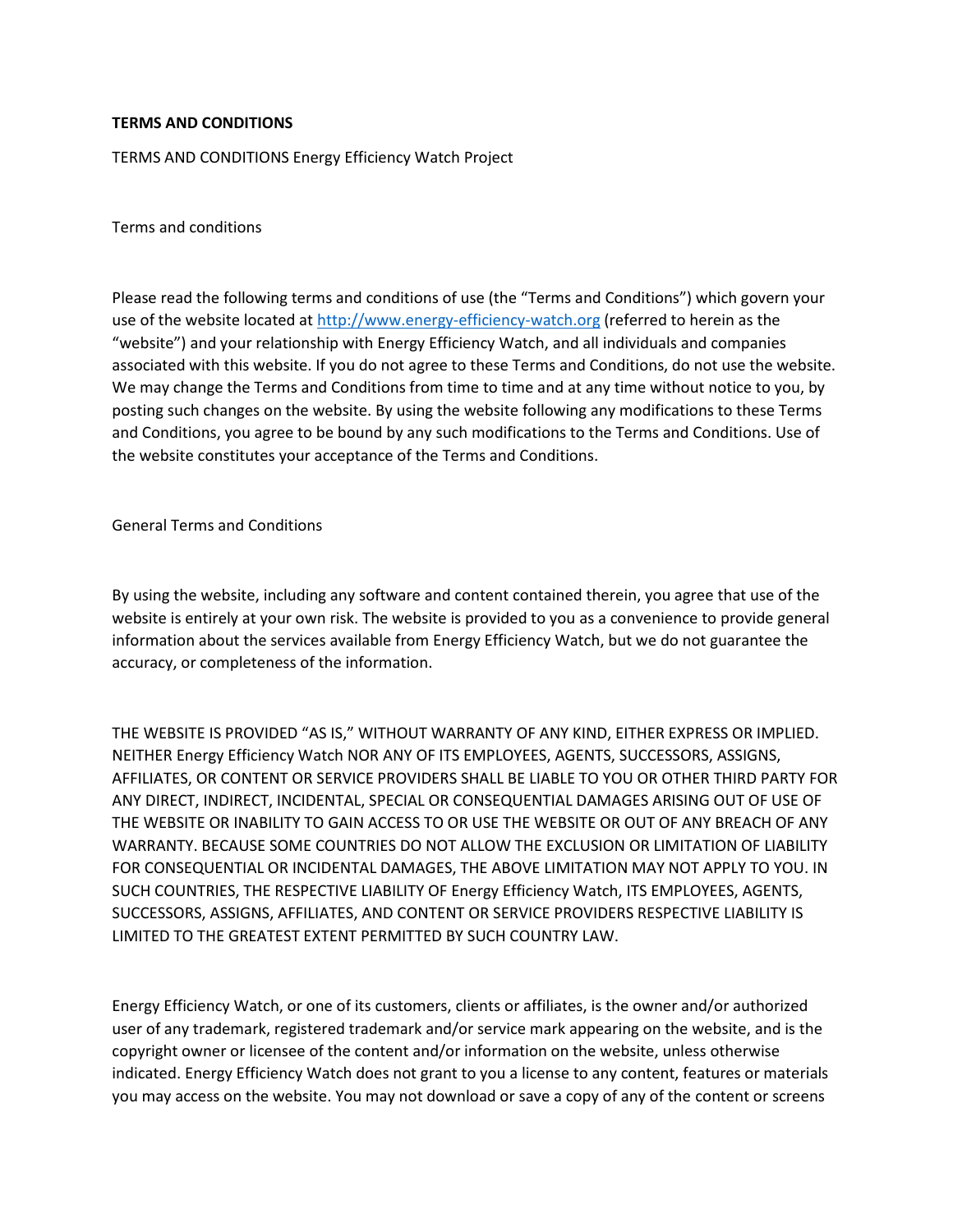**TERMS AND CONDITIONS**

TERMS AND CONDITIONS Energy Efficiency Watch Project

Terms and conditions

Please read the following terms and conditions of use (the "Terms and Conditions") which govern your use of the website located at http://www.energy-efficiency-watch.org (referred to herein as the "website") and your relationship with Energy Efficiency Watch, and all individuals and companies associated with this website. If you do not agree to these Terms and Conditions, do not use the website. We may change the Terms and Conditions from time to time and at any time without notice to you, by posting such changes on the website. By using the website following any modifications to these Terms and Conditions, you agree to be bound by any such modifications to the Terms and Conditions. Use of the website constitutes your acceptance of the Terms and Conditions.

General Terms and Conditions

By using the website, including any software and content contained therein, you agree that use of the website is entirely at your own risk. The website is provided to you as a convenience to provide general information about the services available from Energy Efficiency Watch, but we do not guarantee the accuracy, or completeness of the information.

THE WEBSITE IS PROVIDED "AS IS," WITHOUT WARRANTY OF ANY KIND, EITHER EXPRESS OR IMPLIED. NEITHER Energy Efficiency Watch NOR ANY OF ITS EMPLOYEES, AGENTS, SUCCESSORS, ASSIGNS, AFFILIATES, OR CONTENT OR SERVICE PROVIDERS SHALL BE LIABLE TO YOU OR OTHER THIRD PARTY FOR ANY DIRECT, INDIRECT, INCIDENTAL, SPECIAL OR CONSEQUENTIAL DAMAGES ARISING OUT OF USE OF THE WEBSITE OR INABILITY TO GAIN ACCESS TO OR USE THE WEBSITE OR OUT OF ANY BREACH OF ANY WARRANTY. BECAUSE SOME COUNTRIES DO NOT ALLOW THE EXCLUSION OR LIMITATION OF LIABILITY FOR CONSEQUENTIAL OR INCIDENTAL DAMAGES, THE ABOVE LIMITATION MAY NOT APPLY TO YOU. IN SUCH COUNTRIES, THE RESPECTIVE LIABILITY OF Energy Efficiency Watch, ITS EMPLOYEES, AGENTS, SUCCESSORS, ASSIGNS, AFFILIATES, AND CONTENT OR SERVICE PROVIDERS RESPECTIVE LIABILITY IS LIMITED TO THE GREATEST EXTENT PERMITTED BY SUCH COUNTRY LAW.

Energy Efficiency Watch, or one of its customers, clients or affiliates, is the owner and/or authorized user of any trademark, registered trademark and/or service mark appearing on the website, and is the copyright owner or licensee of the content and/or information on the website, unless otherwise indicated. Energy Efficiency Watch does not grant to you a license to any content, features or materials you may access on the website. You may not download or save a copy of any of the content or screens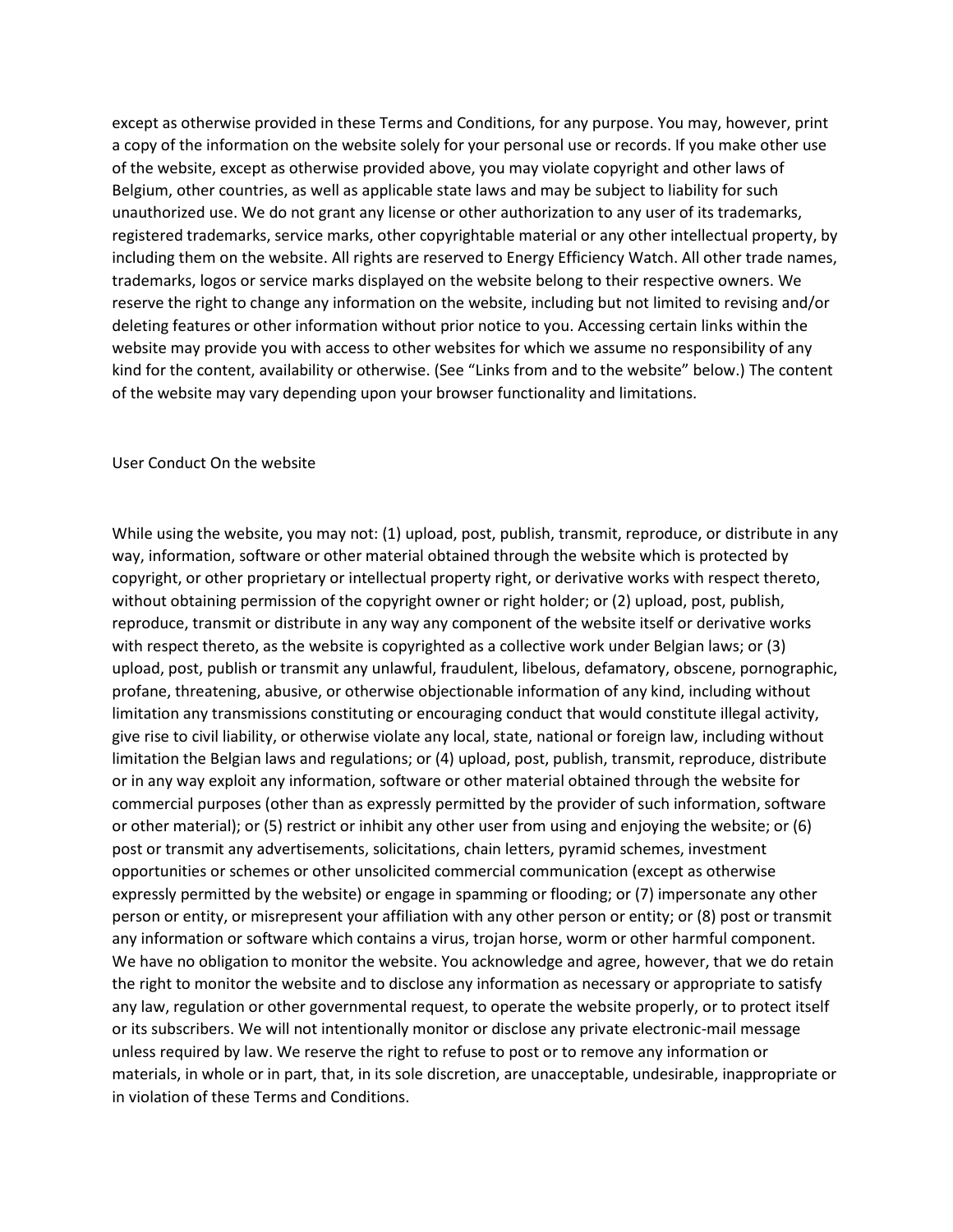except as otherwise provided in these Terms and Conditions, for any purpose. You may, however, print a copy of the information on the website solely for your personal use or records. If you make other use of the website, except as otherwise provided above, you may violate copyright and other laws of Belgium, other countries, as well as applicable state laws and may be subject to liability for such unauthorized use. We do not grant any license or other authorization to any user of its trademarks, registered trademarks, service marks, other copyrightable material or any other intellectual property, by including them on the website. All rights are reserved to Energy Efficiency Watch. All other trade names, trademarks, logos or service marks displayed on the website belong to their respective owners. We reserve the right to change any information on the website, including but not limited to revising and/or deleting features or other information without prior notice to you. Accessing certain links within the website may provide you with access to other websites for which we assume no responsibility of any kind for the content, availability or otherwise. (See "Links from and to the website" below.) The content of the website may vary depending upon your browser functionality and limitations.

## User Conduct On the website

While using the website, you may not: (1) upload, post, publish, transmit, reproduce, or distribute in any way, information, software or other material obtained through the website which is protected by copyright, or other proprietary or intellectual property right, or derivative works with respect thereto, without obtaining permission of the copyright owner or right holder; or (2) upload, post, publish, reproduce, transmit or distribute in any way any component of the website itself or derivative works with respect thereto, as the website is copyrighted as a collective work under Belgian laws; or (3) upload, post, publish or transmit any unlawful, fraudulent, libelous, defamatory, obscene, pornographic, profane, threatening, abusive, or otherwise objectionable information of any kind, including without limitation any transmissions constituting or encouraging conduct that would constitute illegal activity, give rise to civil liability, or otherwise violate any local, state, national or foreign law, including without limitation the Belgian laws and regulations; or (4) upload, post, publish, transmit, reproduce, distribute or in any way exploit any information, software or other material obtained through the website for commercial purposes (other than as expressly permitted by the provider of such information, software or other material); or (5) restrict or inhibit any other user from using and enjoying the website; or (6) post or transmit any advertisements, solicitations, chain letters, pyramid schemes, investment opportunities or schemes or other unsolicited commercial communication (except as otherwise expressly permitted by the website) or engage in spamming or flooding; or (7) impersonate any other person or entity, or misrepresent your affiliation with any other person or entity; or (8) post or transmit any information or software which contains a virus, trojan horse, worm or other harmful component. We have no obligation to monitor the website. You acknowledge and agree, however, that we do retain the right to monitor the website and to disclose any information as necessary or appropriate to satisfy any law, regulation or other governmental request, to operate the website properly, or to protect itself or its subscribers. We will not intentionally monitor or disclose any private electronic-mail message unless required by law. We reserve the right to refuse to post or to remove any information or materials, in whole or in part, that, in its sole discretion, are unacceptable, undesirable, inappropriate or in violation of these Terms and Conditions.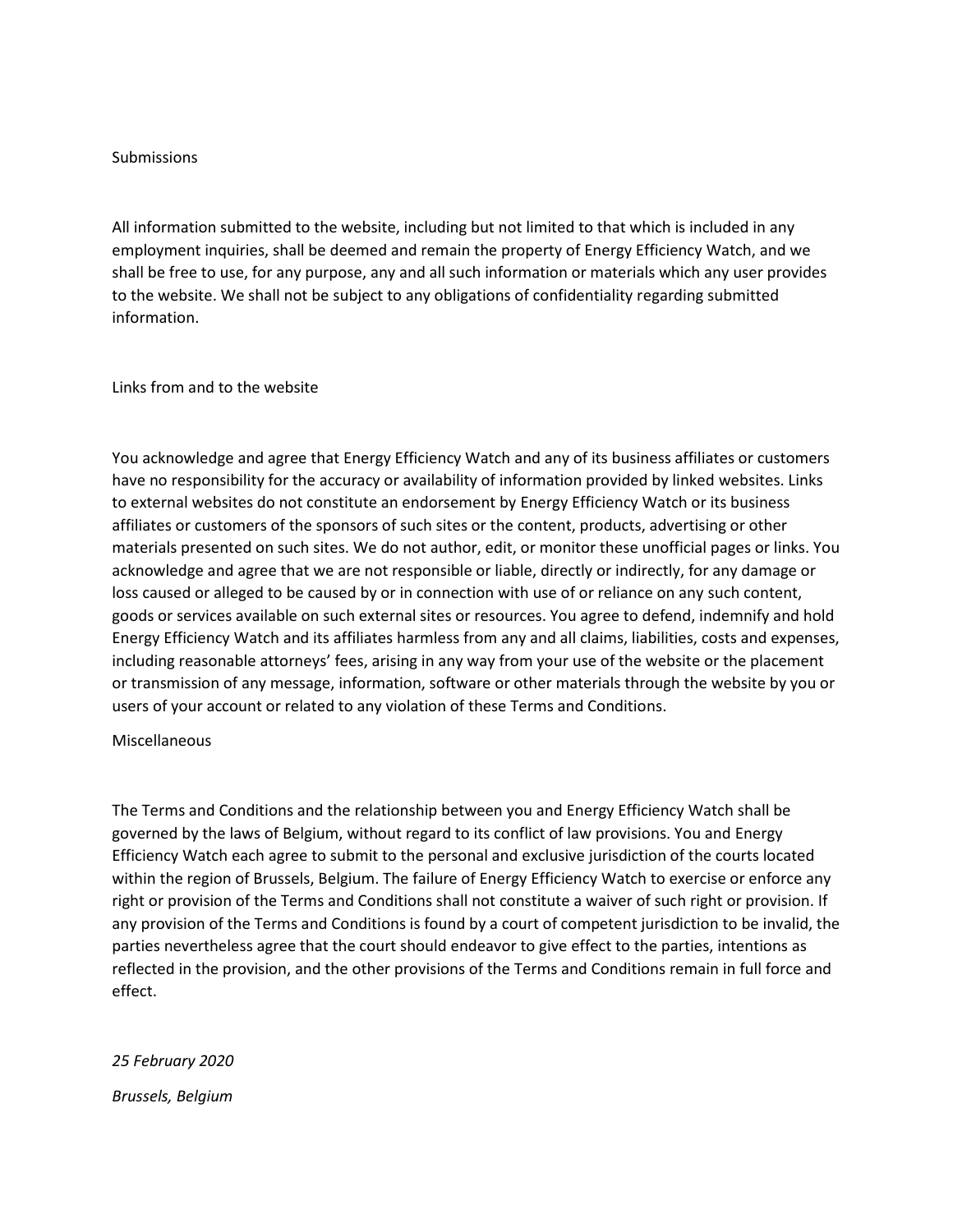## Submissions

All information submitted to the website, including but not limited to that which is included in any employment inquiries, shall be deemed and remain the property of Energy Efficiency Watch, and we shall be free to use, for any purpose, any and all such information or materials which any user provides to the website. We shall not be subject to any obligations of confidentiality regarding submitted information.

## Links from and to the website

You acknowledge and agree that Energy Efficiency Watch and any of its business affiliates or customers have no responsibility for the accuracy or availability of information provided by linked websites. Links to external websites do not constitute an endorsement by Energy Efficiency Watch or its business affiliates or customers of the sponsors of such sites or the content, products, advertising or other materials presented on such sites. We do not author, edit, or monitor these unofficial pages or links. You acknowledge and agree that we are not responsible or liable, directly or indirectly, for any damage or loss caused or alleged to be caused by or in connection with use of or reliance on any such content, goods or services available on such external sites or resources. You agree to defend, indemnify and hold Energy Efficiency Watch and its affiliates harmless from any and all claims, liabilities, costs and expenses, including reasonable attorneys' fees, arising in any way from your use of the website or the placement or transmission of any message, information, software or other materials through the website by you or users of your account or related to any violation of these Terms and Conditions.

## Miscellaneous

The Terms and Conditions and the relationship between you and Energy Efficiency Watch shall be governed by the laws of Belgium, without regard to its conflict of law provisions. You and Energy Efficiency Watch each agree to submit to the personal and exclusive jurisdiction of the courts located within the region of Brussels, Belgium. The failure of Energy Efficiency Watch to exercise or enforce any right or provision of the Terms and Conditions shall not constitute a waiver of such right or provision. If any provision of the Terms and Conditions is found by a court of competent jurisdiction to be invalid, the parties nevertheless agree that the court should endeavor to give effect to the parties, intentions as reflected in the provision, and the other provisions of the Terms and Conditions remain in full force and effect.

*25 February 2020*

*Brussels, Belgium*